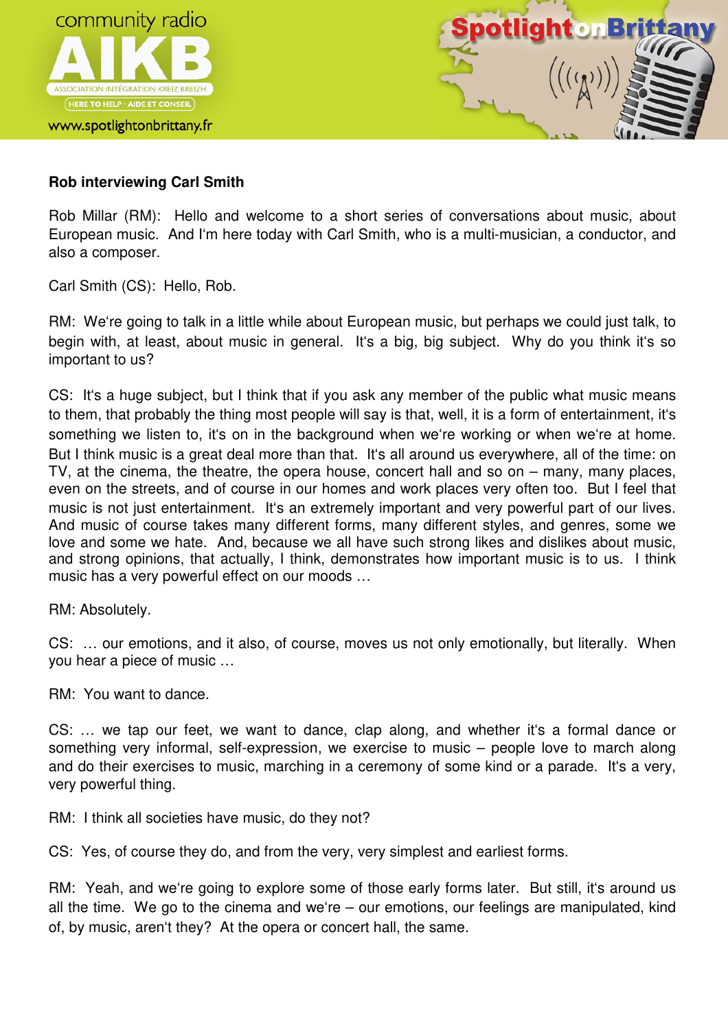**Rob interviewing Carl Smith**

Rob Millar (RM): Hello and welcome to a short series of conversations about music, about European music. And I'm here today with Carl Smith, who is a multi-musician, a conductor, and also a composer.

Carl Smith (CS): Hello, Rob.

RM: We're going to talk in a little while about European music, but perhaps we could just talk, to begin with, at least, about music in general. It's a big, big subject. Why do you think it's so important to us?

CS: It's a huge subject, but I think that if you ask any member of the public what music means to them, that probably the thing most people will say is that, well, it is a form of entertainment, it's something we listen to, it's on in the background when we're working or when we're at home. But I think music is a great deal more than that. It's all around us everywhere, all of the time: on TV, at the cinema, the theatre, the opera house, concert hall and so on – many, many places, even on the streets, and of course in our homes and work places very often too. But I feel that music is not just entertainment. It's an extremely important and very powerful part of our lives. And music of course takes many different forms, many different styles, and genres, some we love and some we hate. And, because we all have such strong likes and dislikes about music, and strong opinions, that actually, I think, demonstrates how important music is to us. I think music has a very powerful effect on our moods …

RM: Absolutely.

CS: … our emotions, and it also, of course, moves us not only emotionally, but literally. When you hear a piece of music …

RM: You want to dance.

CS: … we tap our feet, we want to dance, clap along, and whether it's a formal dance or something very informal, self-expression, we exercise to music – people love to march along and do their exercises to music, marching in a ceremony of some kind or a parade. It's a very, very powerful thing.

RM: I think all societies have music, do they not?

CS: Yes, of course they do, and from the very, very simplest and earliest forms.

RM: Yeah, and we're going to explore some of those early forms later. But still, it's around us all the time. We go to the cinema and we're – our emotions, our feelings are manipulated, kind of, by music, aren't they? At the opera or concert hall, the same.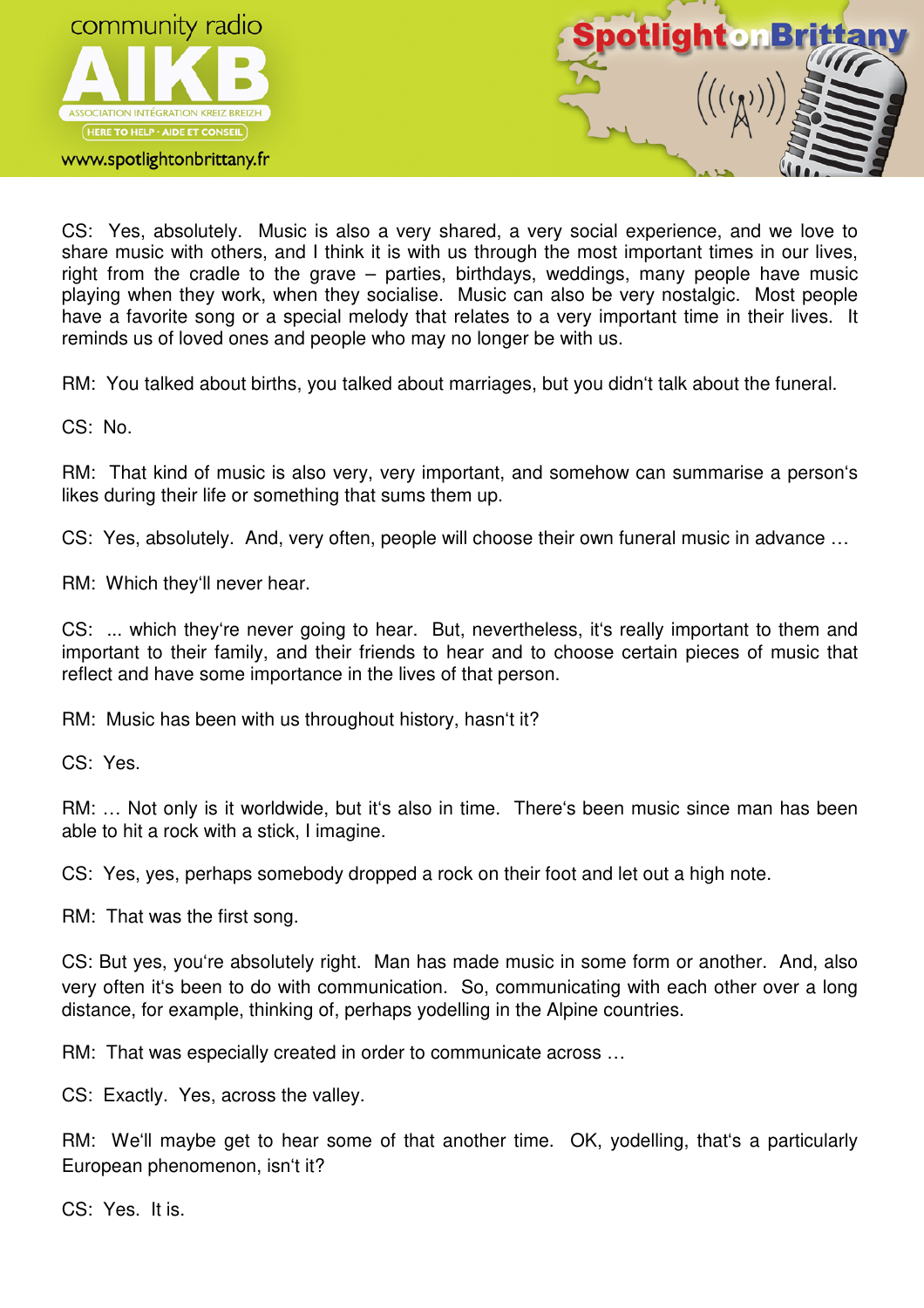CS: Yes, absolutely. Music is also a very shared, a very social experience, and we love to share music with others, and I think it is with us through the most important times in our lives, right from the cradle to the grave – parties, birthdays, weddings, many people have music playing when they work, when they socialise. Music can also be very nostalgic. Most people have a favorite song or a special melody that relates to a very important time in their lives. It reminds us of loved ones and people who may no longer be with us.

RM: You talked about births, you talked about marriages, but you didn't talk about the funeral.

CS: No.

RM: That kind of music is also very, very important, and somehow can summarise a person's likes during their life or something that sums them up.

CS: Yes, absolutely. And, very often, people will choose their own funeral music in advance …

RM: Which they'll never hear.

CS: ... which they're never going to hear. But, nevertheless, it's really important to them and important to their family, and their friends to hear and to choose certain pieces of music that reflect and have some importance in the lives of that person.

RM: Music has been with us throughout history, hasn't it?

CS: Yes.

RM: … Not only is it worldwide, but it's also in time. There's been music since man has been able to hit a rock with a stick, I imagine.

CS: Yes, yes, perhaps somebody dropped a rock on their foot and let out a high note.

RM: That was the first song.

CS: But yes, you're absolutely right. Man has made music in some form or another. And, also very often it's been to do with communication. So, communicating with each other over a long distance, for example, thinking of, perhaps yodelling in the Alpine countries.

RM: That was especially created in order to communicate across …

CS: Exactly. Yes, across the valley.

RM: We'll maybe get to hear some of that another time. OK, yodelling, that's a particularly European phenomenon, isn't it?

CS: Yes. It is.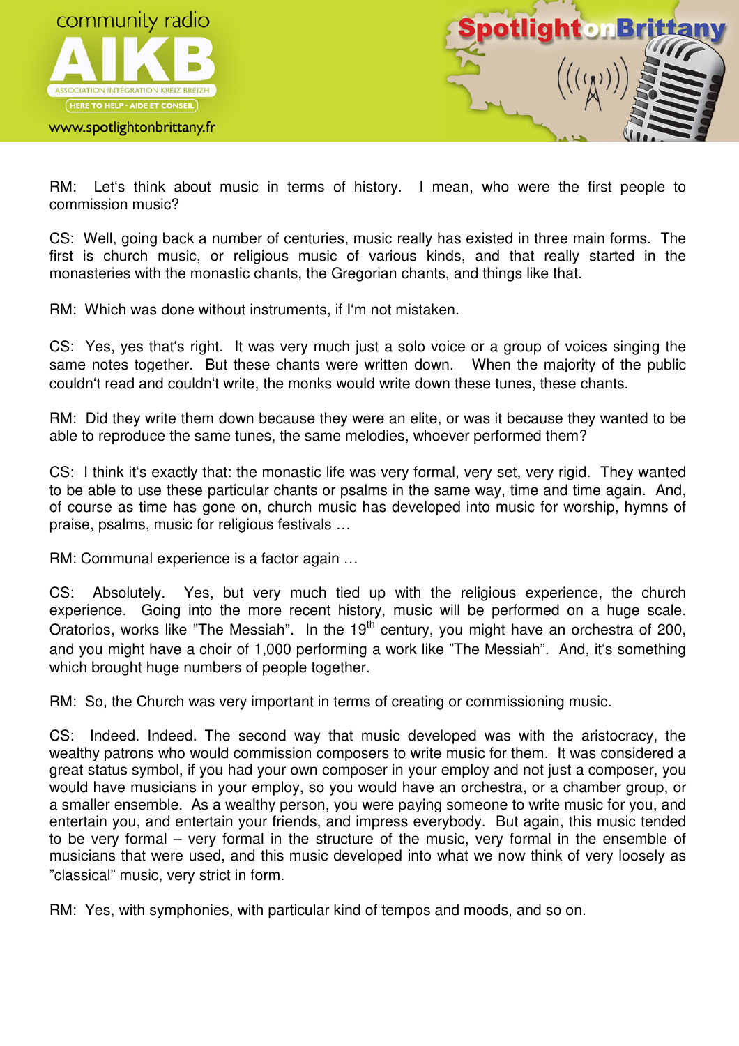RM: Let's think about music in terms of history. I mean, who were the first people to commission music?

CS: Well, going back a number of centuries, music really has existed in three main forms. The first is church music, or religious music of various kinds, and that really started in the monasteries with the monastic chants, the Gregorian chants, and things like that.

RM: Which was done without instruments, if I'm not mistaken.

CS: Yes, yes that's right. It was very much just a solo voice or a group of voices singing the same notes together. But these chants were written down. When the majority of the public couldn't read and couldn't write, the monks would write down these tunes, these chants.

RM: Did they write them down because they were an elite, or was it because they wanted to be able to reproduce the same tunes, the same melodies, whoever performed them?

CS: I think it's exactly that: the monastic life was very formal, very set, very rigid. They wanted to be able to use these particular chants or psalms in the same way, time and time again. And, of course as time has gone on, church music has developed into music for worship, hymns of praise, psalms, music for religious festivals …

RM: Communal experience is a factor again …

CS: Absolutely. Yes, but very much tied up with the religious experience, the church experience. Going into the more recent history, music will be performed on a huge scale. Oratorios, works like "The Messiah". In the 19th century, you might have an orchestra of 200, and you might have a choir of 1,000 performing a work like "The Messiah". And, it's something which brought huge numbers of people together.

RM: So, the Church was very important in terms of creating or commissioning music.

CS: Indeed. Indeed. The second way that music developed was with the aristocracy, the wealthy patrons who would commission composers to write music for them. It was considered a great status symbol, if you had your own composer in your employ and not just a composer, you would have musicians in your employ, so you would have an orchestra, or a chamber group, or a smaller ensemble. As a wealthy person, you were paying someone to write music for you, and entertain you, and entertain your friends, and impress everybody. But again, this music tended to be very formal – very formal in the structure of the music, very formal in the ensemble of musicians that were used, and this music developed into what we now think of very loosely as "classical" music, very strict in form.

RM: Yes, with symphonies, with particular kind of tempos and moods, and so on.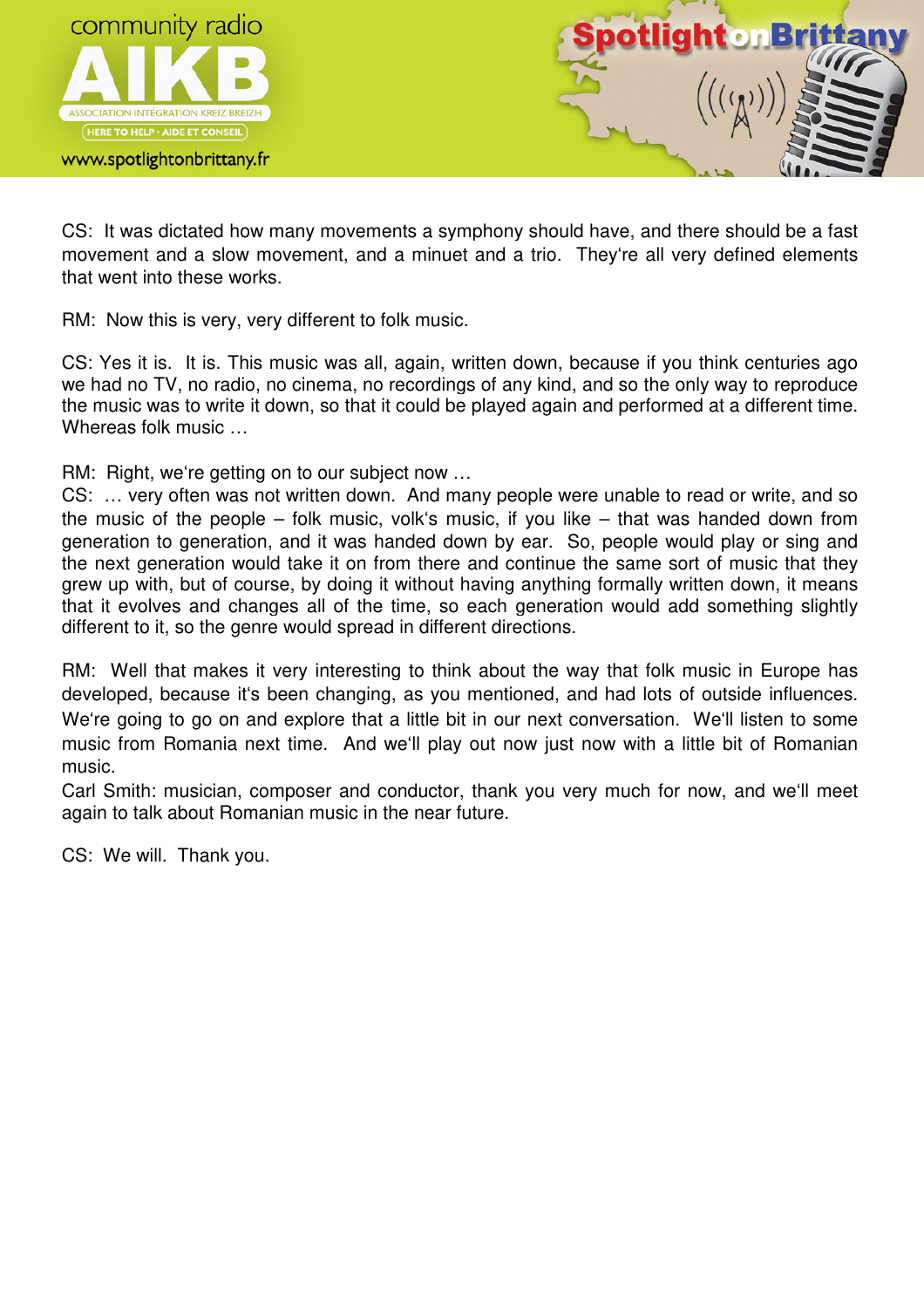CS: It was dictated how many movements a symphony should have, and there should be a fast movement and a slow movement, and a minuet and a trio. They‘re all very defined elements that went into these works.

RM: Now this is very, very different to folk music.

CS: Yes it is. It is. This music was all, again, written down, because if you think centuries ago we had no TV, no radio, no cinema, no recordings of any kind, and so the only way to reproduce the music was to write it down, so that it could be played again and performed at a different time. Whereas folk music …

RM: Right, we‘re getting on to our subject now …

CS: … very often was not written down. And many people were unable to read or write, and so the music of the people – folk music, volk‘s music, if you like – that was handed down from generation to generation, and it was handed down by ear. So, people would play or sing and the next generation would take it on from there and continue the same sort of music that they grew up with, but of course, by doing it without having anything formally written down, it means that it evolves and changes all of the time, so each generation would add something slightly different to it, so the genre would spread in different directions.

RM: Well that makes it very interesting to think about the way that folk music in Europe has developed, because it‘s been changing, as you mentioned, and had lots of outside influences. We‘re going to go on and explore that a little bit in our next conversation. We‘ll listen to some music from Romania next time. And we‘ll play out now just now with a little bit of Romanian music.

Carl Smith: musician, composer and conductor, thank you very much for now, and we‘ll meet again to talk about Romanian music in the near future.

CS: We will. Thank you.